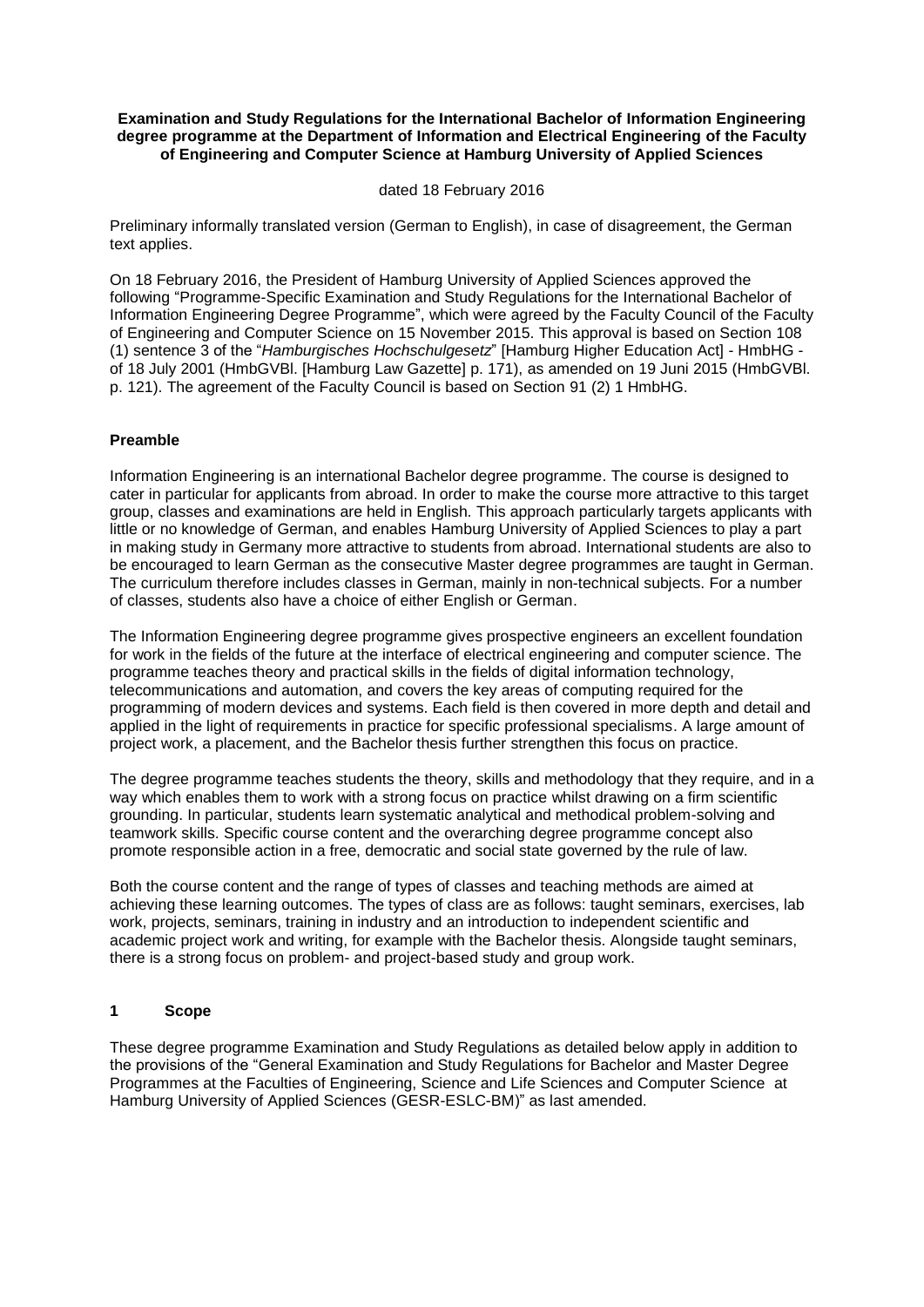**Examination and Study Regulations for the International Bachelor of Information Engineering degree programme at the Department of Information and Electrical Engineering of the Faculty of Engineering and Computer Science at Hamburg University of Applied Sciences**

dated 18 February 2016

Preliminary informally translated version (German to English), in case of disagreement, the German text applies.

On 18 February 2016, the President of Hamburg University of Applied Sciences approved the following "Programme-Specific Examination and Study Regulations for the International Bachelor of Information Engineering Degree Programme", which were agreed by the Faculty Council of the Faculty of Engineering and Computer Science on 15 November 2015. This approval is based on Section 108 (1) sentence 3 of the "*Hamburgisches Hochschulgesetz*" [Hamburg Higher Education Act] - HmbHG - of 18 July 2001 (HmbGVBl. [Hamburg Law Gazette] p. 171), as amended on 19 Juni 2015 (HmbGVBl. p. 121). The agreement of the Faculty Council is based on Section 91 (2) 1 HmbHG.

## Preamble

Information Engineering is an international Bachelor degree programme. The course is designed to cater in particular for applicants from abroad. In order to make the course more attractive to this target group, classes and examinations are held in English. This approach particularly targets applicants with little or no knowledge of German, and enables Hamburg University of Applied Sciences to play a part in making study in Germany more attractive to students from abroad. International students are also to be encouraged to learn German as the consecutive Master degree programmes are taught in German. The curriculum therefore includes classes in German, mainly in non-technical subjects. For a number of classes, students also have a choice of either English or German.

The Information Engineering degree programme gives prospective engineers an excellent foundation for work in the fields of the future at the interface of electrical engineering and computer science. The programme teaches theory and practical skills in the fields of digital information technology, telecommunications and automation, and covers the key areas of computing required for the programming of modern devices and systems. Each field is then covered in more depth and detail and applied in the light of requirements in practice for specific professional specialisms. A large amount of project work, a placement, and the Bachelor thesis further strengthen this focus on practice.

The degree programme teaches students the theory, skills and methodology that they require, and in a way which enables them to work with a strong focus on practice whilst drawing on a firm scientific grounding. In particular, students learn systematic analytical and methodical problem-solving and teamwork skills. Specific course content and the overarching degree programme concept also promote responsible action in a free, democratic and social state governed by the rule of law.

Both the course content and the range of types of classes and teaching methods are aimed at achieving these learning outcomes. The types of class are as follows: taught seminars, exercises, lab work, projects, seminars, training in industry and an introduction to independent scientific and academic project work and writing, for example with the Bachelor thesis. Alongside taught seminars, there is a strong focus on problem- and project-based study and group work.

## 1 Scope

These degree programme Examination and Study Regulations as detailed below apply in addition to the provisions of the "General Examination and Study Regulations for Bachelor and Master Degree Programmes at the Faculties of Engineering, Science and Life Sciences and Computer Science at Hamburg University of Applied Sciences (GESR-ESLC-BM)" as last amended.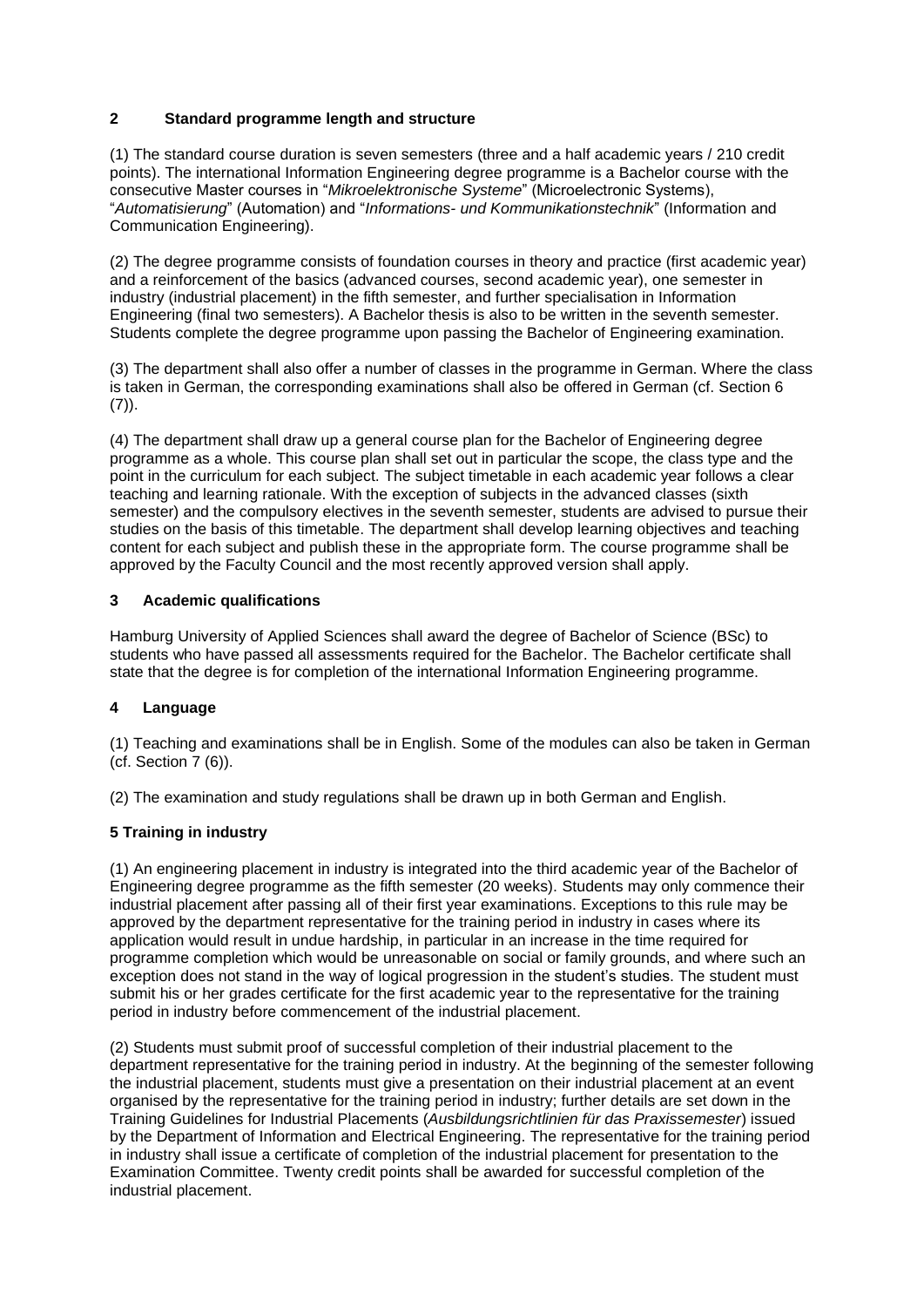## 2 Standard programme length and structure

(1) The standard course duration is seven semesters (three and a half academic years / 210 credit points). The international Information Engineering degree programme is a Bachelor course with the consecutive Master courses in "*Mikroelektronische Systeme*" (Microelectronic Systems), "*Automatisierung*" (Automation) and "*Informations- und Kommunikationstechnik*" (Information and Communication Engineering).

(2) The degree programme consists of foundation courses in theory and practice (first academic year) and a reinforcement of the basics (advanced courses, second academic year), one semester in industry (industrial placement) in the fifth semester, and further specialisation in Information Engineering (final two semesters). A Bachelor thesis is also to be written in the seventh semester. Students complete the degree programme upon passing the Bachelor of Engineering examination.

(3) The department shall also offer a number of classes in the programme in German. Where the class is taken in German, the corresponding examinations shall also be offered in German (cf. Section 6 (7)).

(4) The department shall draw up a general course plan for the Bachelor of Engineering degree programme as a whole. This course plan shall set out in particular the scope, the class type and the point in the curriculum for each subject. The subject timetable in each academic year follows a clear teaching and learning rationale. With the exception of subjects in the advanced classes (sixth semester) and the compulsory electives in the seventh semester, students are advised to pursue their studies on the basis of this timetable. The department shall develop learning objectives and teaching content for each subject and publish these in the appropriate form. The course programme shall be approved by the Faculty Council and the most recently approved version shall apply.

## 3 Academic qualifications

Hamburg University of Applied Sciences shall award the degree of Bachelor of Science (BSc) to students who have passed all assessments required for the Bachelor. The Bachelor certificate shall state that the degree is for completion of the international Information Engineering programme.

## 4 Language

(1) Teaching and examinations shall be in English. Some of the modules can also be taken in German (cf. Section 7 (6)).

(2) The examination and study regulations shall be drawn up in both German and English.

## 5 Training in industry

(1) An engineering placement in industry is integrated into the third academic year of the Bachelor of Engineering degree programme as the fifth semester (20 weeks). Students may only commence their industrial placement after passing all of their first year examinations. Exceptions to this rule may be approved by the department representative for the training period in industry in cases where its application would result in undue hardship, in particular in an increase in the time required for programme completion which would be unreasonable on social or family grounds, and where such an exception does not stand in the way of logical progression in the student's studies. The student must submit his or her grades certificate for the first academic year to the representative for the training period in industry before commencement of the industrial placement.

(2) Students must submit proof of successful completion of their industrial placement to the department representative for the training period in industry. At the beginning of the semester following the industrial placement, students must give a presentation on their industrial placement at an event organised by the representative for the training period in industry; further details are set down in the Training Guidelines for Industrial Placements (*Ausbildungsrichtlinien für das Praxissemester*) issued by the Department of Information and Electrical Engineering. The representative for the training period in industry shall issue a certificate of completion of the industrial placement for presentation to the Examination Committee. Twenty credit points shall be awarded for successful completion of the industrial placement.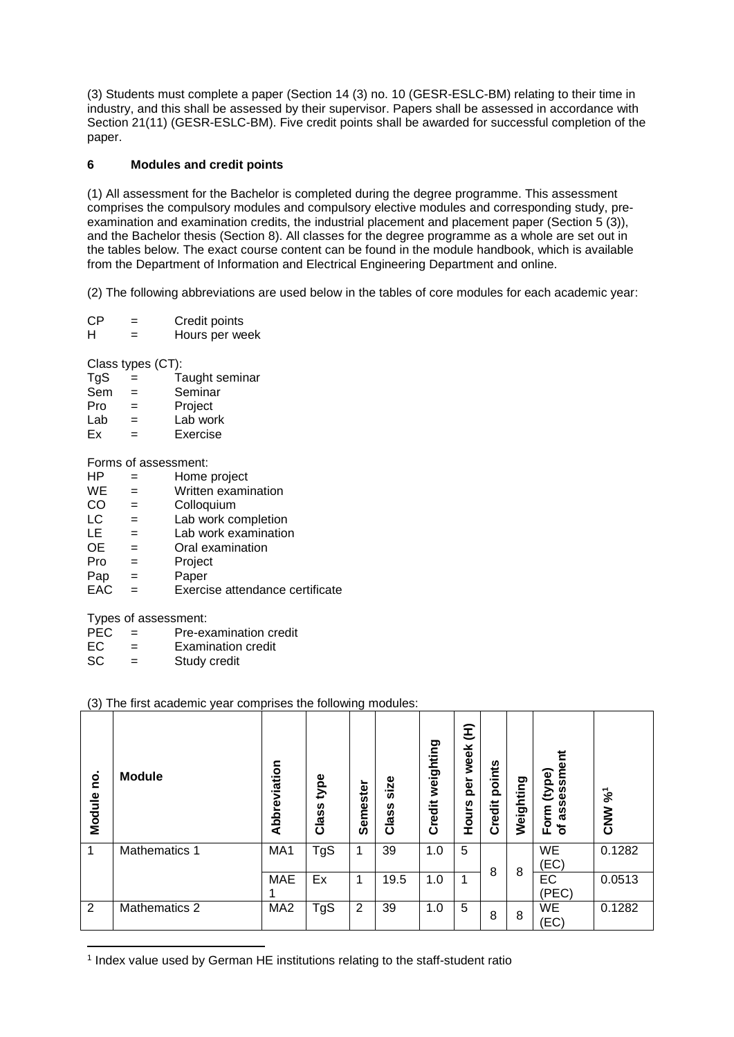(3) Students must complete a paper (Section 14 (3) no. 10 (GESR-ESLC-BM) relating to their time in industry, and this shall be assessed by their supervisor. Papers shall be assessed in accordance with Section 21(11) (GESR-ESLC-BM). Five credit points shall be awarded for successful completion of the paper.

### 6 Modules and credit points

(1) All assessment for the Bachelor is completed during the degree programme. This assessment comprises the compulsory modules and compulsory elective modules and corresponding study, pre-examination and examination credits, the industrial placement and placement paper (Section 5 (3)), and the Bachelor thesis (Section 8). All classes for the degree programme as a whole are set out in the tables below. The exact course content can be found in the module handbook, which is available from the Department of Information and Electrical Engineering Department and online.

(2) The following abbreviations are used below in the tables of core modules for each academic year:

CP = Credit points
H = Hours per week

Class types (CT):
TgS = Taught seminar
Sem = Seminar
Pro = Project
Lab = Lab work
Ex = Exercise

Forms of assessment:
HP = Home project
WE = Written examination
CO = Colloquium
LC = Lab work completion
LE = Lab work examination
OE = Oral examination
Pro = Project
Pap = Paper
EAC = Exercise attendance certificate

Types of assessment:
PEC = Pre-examination credit
EC = Examination credit
SC = Study credit

(3) The first academic year comprises the following modules:

| Module no. | Module | Abbreviation | Class type | Semester | Class size | Credit weighting | Hours per week (H) | Credit points | Weighting | Form (type) of assessment | CNW %[1] |
|---|---|---|---|---|---|---|---|---|---|---|---|
| 1 | Mathematics 1 | MA1 | TgS | 1 | 39 | 1.0 | 5 | 8 | 8 | WE (EC) | 0.1282 |
| | | MAE 1 | Ex | 1 | 19.5 | 1.0 | 1 | | | EC (PEC) | 0.0513 |
| 2 | Mathematics 2 | MA2 | TgS | 2 | 39 | 1.0 | 5 | 8 | 8 | WE (EC) | 0.1282 |

[1] Index value used by German HE institutions relating to the staff-student ratio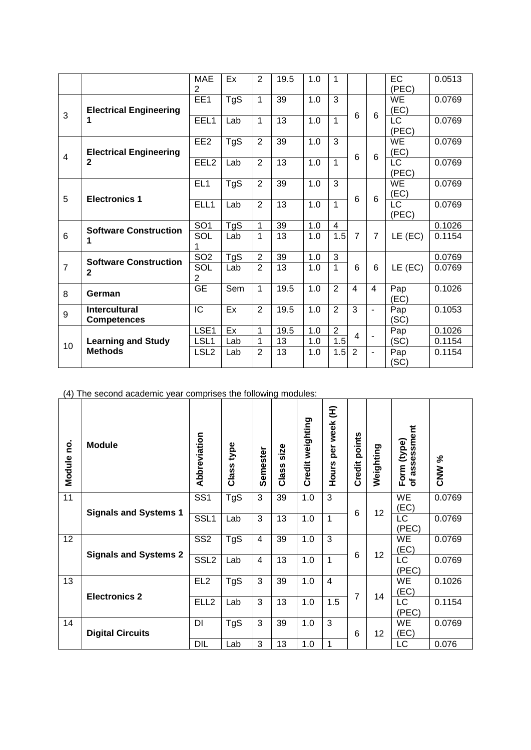|  |  | MAE2 | Ex | 2 | 19.5 | 1.0 | 1 |  |  | EC (PEC) | 0.0513 |
|---|---|---|---|---|---|---|---|---|---|---|---|
| 3 | **Electrical Engineering 1** | EE1 | TgS | 1 | 39 | 1.0 | 3 | 6 | 6 | WE (EC) | 0.0769 |
|  |  | EEL1 | Lab | 1 | 13 | 1.0 | 1 |  |  | LC (PEC) | 0.0769 |
| 4 | **Electrical Engineering 2** | EE2 | TgS | 2 | 39 | 1.0 | 3 | 6 | 6 | WE (EC) | 0.0769 |
|  |  | EEL2 | Lab | 2 | 13 | 1.0 | 1 |  |  | LC (PEC) | 0.0769 |
| 5 | **Electronics 1** | EL1 | TgS | 2 | 39 | 1.0 | 3 | 6 | 6 | WE (EC) | 0.0769 |
|  |  | ELL1 | Lab | 2 | 13 | 1.0 | 1 |  |  | LC (PEC) | 0.0769 |
| 6 | **Software Construction 1** | SO1 | TgS | 1 | 39 | 1.0 | 4 | 7 | 7 | LE (EC) | 0.1026 |
|  |  | SOL1 | Lab | 1 | 13 | 1.0 | 1.5 |  |  |  | 0.1154 |
| 7 | **Software Construction 2** | SO2 | TgS | 2 | 39 | 1.0 | 3 | 6 | 6 | LE (EC) | 0.0769 |
|  |  | SOL2 | Lab | 2 | 13 | 1.0 | 1 |  |  |  | 0.0769 |
| 8 | **German** | GE | Sem | 1 | 19.5 | 1.0 | 2 | 4 | 4 | Pap (EC) | 0.1026 |
| 9 | **Intercultural Competences** | IC | Ex | 2 | 19.5 | 1.0 | 2 | 3 | - | Pap (SC) | 0.1053 |
| 10 | **Learning and Study Methods** | LSE1 | Ex | 1 | 19.5 | 1.0 | 2 | 4 | - | Pap (SC) | 0.1026 |
|  |  | LSL1 | Lab | 1 | 13 | 1.0 | 1.5 |  |  |  | 0.1154 |
|  |  | LSL2 | Lab | 2 | 13 | 1.0 | 1.5 | 2 | - | Pap (SC) | 0.1154 |

(4) The second academic year comprises the following modules:

| Module no. | Module | Abbreviation | Class type | Semester | Class size | Credit weighting | Hours per week (H) | Credit points | Weighting | Form (type) of assessment | CNW % |
|---|---|---|---|---|---|---|---|---|---|---|---|
| 11 | **Signals and Systems 1** | SS1 | TgS | 3 | 39 | 1.0 | 3 | 6 | 12 | WE (EC) | 0.0769 |
|  |  | SSL1 | Lab | 3 | 13 | 1.0 | 1 |  |  | LC (PEC) | 0.0769 |
| 12 | **Signals and Systems 2** | SS2 | TgS | 4 | 39 | 1.0 | 3 | 6 | 12 | WE (EC) | 0.0769 |
|  |  | SSL2 | Lab | 4 | 13 | 1.0 | 1 |  |  | LC (PEC) | 0.0769 |
| 13 | **Electronics 2** | EL2 | TgS | 3 | 39 | 1.0 | 4 | 7 | 14 | WE (EC) | 0.1026 |
|  |  | ELL2 | Lab | 3 | 13 | 1.0 | 1.5 |  |  | LC (PEC) | 0.1154 |
| 14 | **Digital Circuits** | DI | TgS | 3 | 39 | 1.0 | 3 | 6 | 12 | WE (EC) | 0.0769 |
|  |  | DIL | Lab | 3 | 13 | 1.0 | 1 |  |  | LC | 0.076 |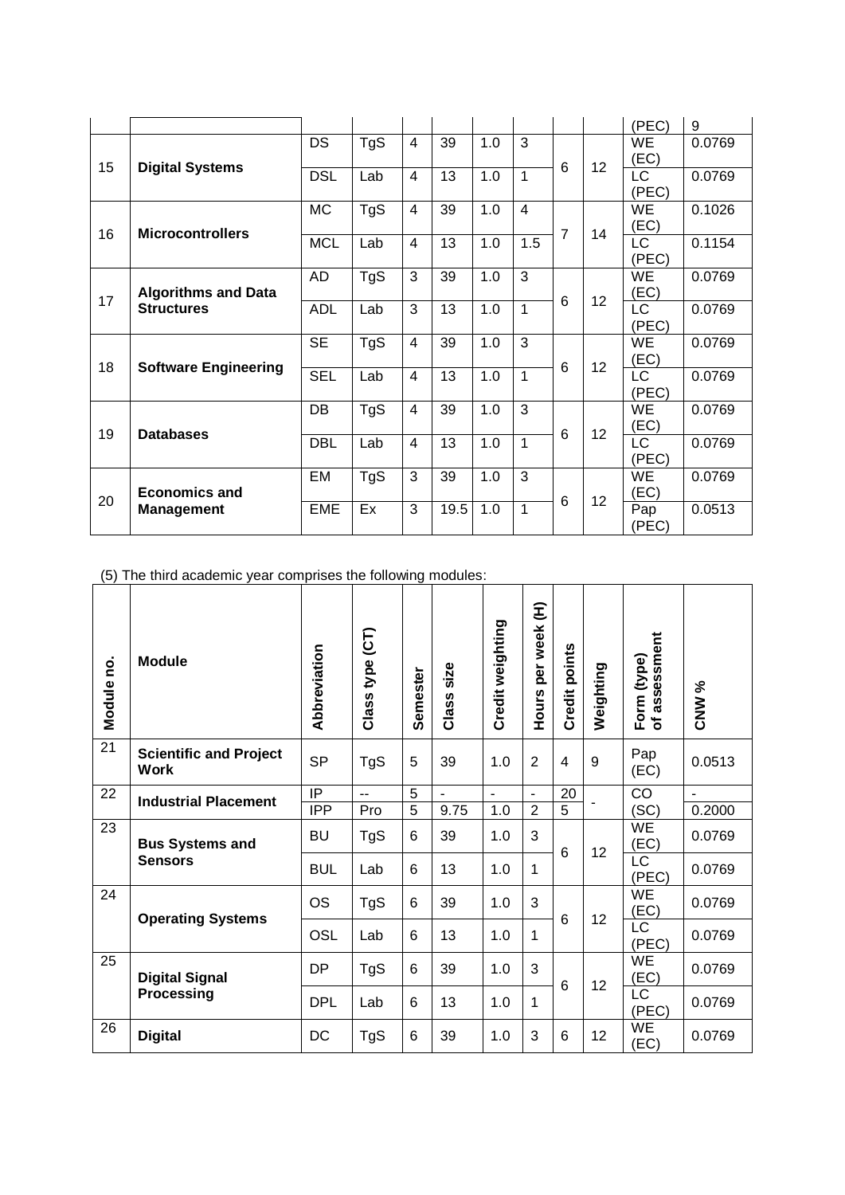| | | | | | | | | | | (PEC) | 9 |
|---|---|---|---|---|---|---|---|---|---|---|---|
| 15 | **Digital Systems** | DS | TgS | 4 | 39 | 1.0 | 3 | 6 | 12 | WE (EC) | 0.0769 |
| | | DSL | Lab | 4 | 13 | 1.0 | 1 | | | LC (PEC) | 0.0769 |
| 16 | **Microcontrollers** | MC | TgS | 4 | 39 | 1.0 | 4 | 7 | 14 | WE (EC) | 0.1026 |
| | | MCL | Lab | 4 | 13 | 1.0 | 1.5 | | | LC (PEC) | 0.1154 |
| 17 | **Algorithms and Data Structures** | AD | TgS | 3 | 39 | 1.0 | 3 | 6 | 12 | WE (EC) | 0.0769 |
| | | ADL | Lab | 3 | 13 | 1.0 | 1 | | | LC (PEC) | 0.0769 |
| 18 | **Software Engineering** | SE | TgS | 4 | 39 | 1.0 | 3 | 6 | 12 | WE (EC) | 0.0769 |
| | | SEL | Lab | 4 | 13 | 1.0 | 1 | | | LC (PEC) | 0.0769 |
| 19 | **Databases** | DB | TgS | 4 | 39 | 1.0 | 3 | 6 | 12 | WE (EC) | 0.0769 |
| | | DBL | Lab | 4 | 13 | 1.0 | 1 | | | LC (PEC) | 0.0769 |
| 20 | **Economics and Management** | EM | TgS | 3 | 39 | 1.0 | 3 | 6 | 12 | WE (EC) | 0.0769 |
| | | EME | Ex | 3 | 19.5 | 1.0 | 1 | | | Pap (PEC) | 0.0513 |

(5) The third academic year comprises the following modules:

| Module no. | Module | Abbreviation | Class type (CT) | Semester | Class size | Credit weighting | Hours per week (H) | Credit points | Weighting | Form (type) of assessment | CNW % |
|---|---|---|---|---|---|---|---|---|---|---|---|
| 21 | **Scientific and Project Work** | SP | TgS | 5 | 39 | 1.0 | 2 | 4 | 9 | Pap (EC) | 0.0513 |
| 22 | **Industrial Placement** | IP | -- | 5 | - | - | - | 20 | - | CO | - |
| | | IPP | Pro | 5 | 9.75 | 1.0 | 2 | 5 | | (SC) | 0.2000 |
| 23 | **Bus Systems and Sensors** | BU | TgS | 6 | 39 | 1.0 | 3 | 6 | 12 | WE (EC) | 0.0769 |
| | | BUL | Lab | 6 | 13 | 1.0 | 1 | | | LC (PEC) | 0.0769 |
| 24 | **Operating Systems** | OS | TgS | 6 | 39 | 1.0 | 3 | 6 | 12 | WE (EC) | 0.0769 |
| | | OSL | Lab | 6 | 13 | 1.0 | 1 | | | LC (PEC) | 0.0769 |
| 25 | **Digital Signal Processing** | DP | TgS | 6 | 39 | 1.0 | 3 | 6 | 12 | WE (EC) | 0.0769 |
| | | DPL | Lab | 6 | 13 | 1.0 | 1 | | | LC (PEC) | 0.0769 |
| 26 | **Digital** | DC | TgS | 6 | 39 | 1.0 | 3 | 6 | 12 | WE (EC) | 0.0769 |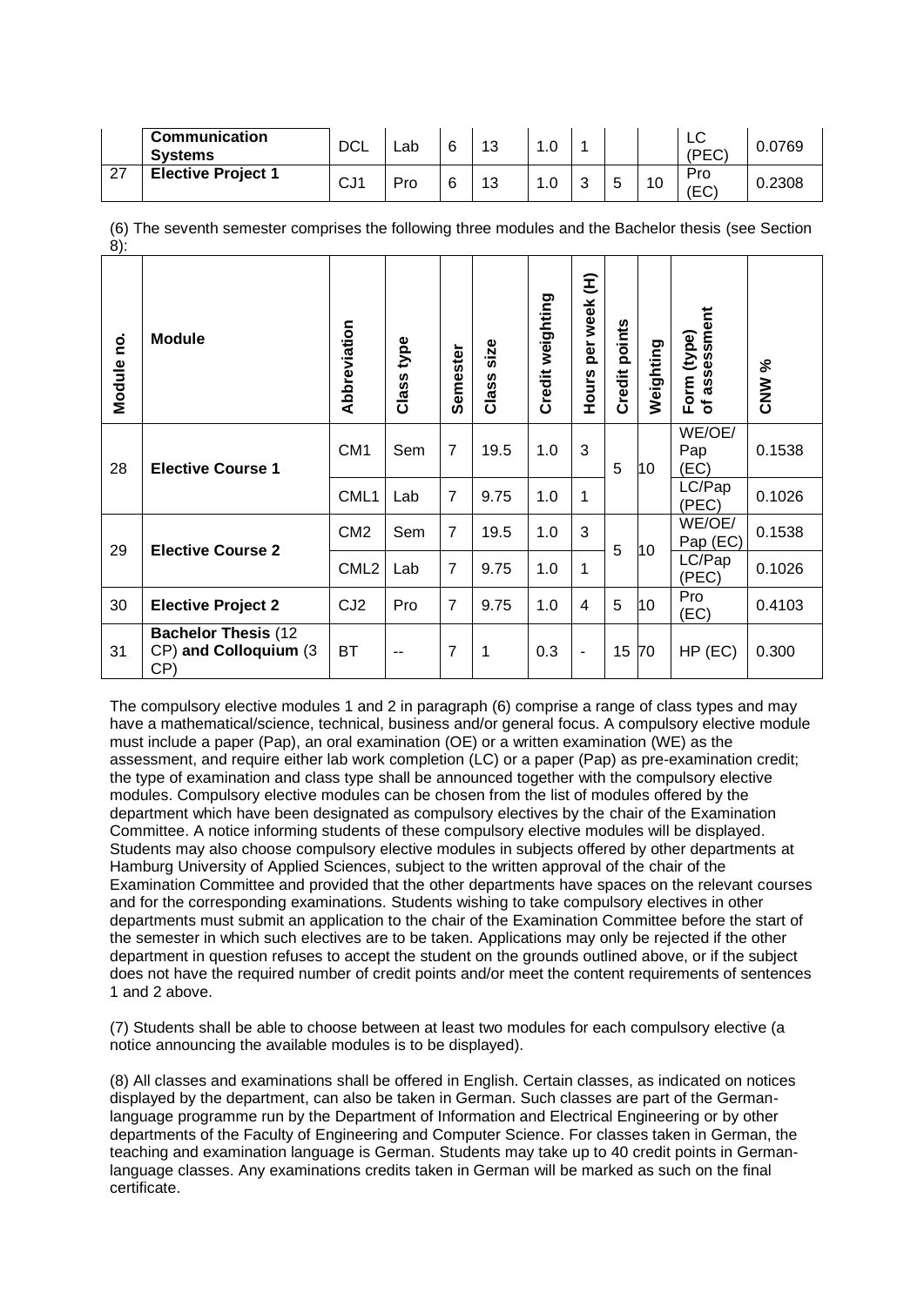|  | Communication Systems | DCL | Lab | 6 | 13 | 1.0 | 1 |  |  | LC (PEC) | 0.0769 |
|---|---|---|---|---|---|---|---|---|---|---|---|
| 27 | **Elective Project 1** | CJ1 | Pro | 6 | 13 | 1.0 | 3 | 5 | 10 | Pro (EC) | 0.2308 |

(6) The seventh semester comprises the following three modules and the Bachelor thesis (see Section 8):

| Module no. | Module | Abbreviation | Class type | Semester | Class size | Credit weighting | Hours per week (H) | Credit points | Weighting | Form (type) of assessment | CNW % |
|---|---|---|---|---|---|---|---|---|---|---|---|
| 28 | **Elective Course 1** | CM1 | Sem | 7 | 19.5 | 1.0 | 3 | 5 | 10 | WE/OE/ Pap (EC) | 0.1538 |
|  |  | CML1 | Lab | 7 | 9.75 | 1.0 | 1 |  |  | LC/Pap (PEC) | 0.1026 |
| 29 | **Elective Course 2** | CM2 | Sem | 7 | 19.5 | 1.0 | 3 | 5 | 10 | WE/OE/ Pap (EC) | 0.1538 |
|  |  | CML2 | Lab | 7 | 9.75 | 1.0 | 1 |  |  | LC/Pap (PEC) | 0.1026 |
| 30 | **Elective Project 2** | CJ2 | Pro | 7 | 9.75 | 1.0 | 4 | 5 | 10 | Pro (EC) | 0.4103 |
| 31 | **Bachelor Thesis** (12 CP) **and Colloquium** (3 CP) | BT | -- | 7 | 1 | 0.3 | - | 15 | 70 | HP (EC) | 0.300 |

The compulsory elective modules 1 and 2 in paragraph (6) comprise a range of class types and may have a mathematical/science, technical, business and/or general focus. A compulsory elective module must include a paper (Pap), an oral examination (OE) or a written examination (WE) as the assessment, and require either lab work completion (LC) or a paper (Pap) as pre-examination credit; the type of examination and class type shall be announced together with the compulsory elective modules. Compulsory elective modules can be chosen from the list of modules offered by the department which have been designated as compulsory electives by the chair of the Examination Committee. A notice informing students of these compulsory elective modules will be displayed. Students may also choose compulsory elective modules in subjects offered by other departments at Hamburg University of Applied Sciences, subject to the written approval of the chair of the Examination Committee and provided that the other departments have spaces on the relevant courses and for the corresponding examinations. Students wishing to take compulsory electives in other departments must submit an application to the chair of the Examination Committee before the start of the semester in which such electives are to be taken. Applications may only be rejected if the other department in question refuses to accept the student on the grounds outlined above, or if the subject does not have the required number of credit points and/or meet the content requirements of sentences 1 and 2 above.

(7) Students shall be able to choose between at least two modules for each compulsory elective (a notice announcing the available modules is to be displayed).

(8) All classes and examinations shall be offered in English. Certain classes, as indicated on notices displayed by the department, can also be taken in German. Such classes are part of the German-language programme run by the Department of Information and Electrical Engineering or by other departments of the Faculty of Engineering and Computer Science. For classes taken in German, the teaching and examination language is German. Students may take up to 40 credit points in German-language classes. Any examinations credits taken in German will be marked as such on the final certificate.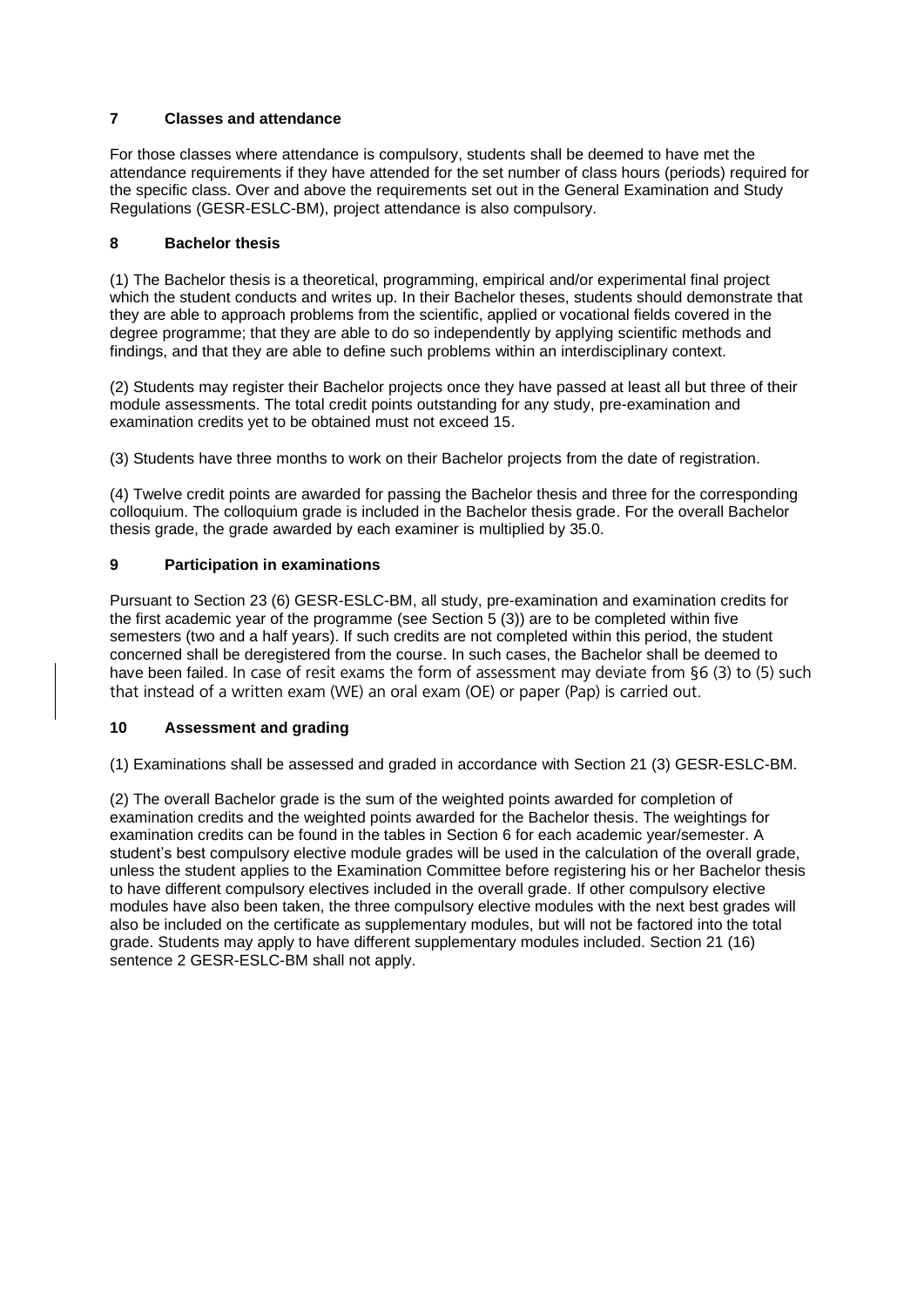## 7 Classes and attendance

For those classes where attendance is compulsory, students shall be deemed to have met the attendance requirements if they have attended for the set number of class hours (periods) required for the specific class. Over and above the requirements set out in the General Examination and Study Regulations (GESR-ESLC-BM), project attendance is also compulsory.

## 8 Bachelor thesis

(1) The Bachelor thesis is a theoretical, programming, empirical and/or experimental final project which the student conducts and writes up. In their Bachelor theses, students should demonstrate that they are able to approach problems from the scientific, applied or vocational fields covered in the degree programme; that they are able to do so independently by applying scientific methods and findings, and that they are able to define such problems within an interdisciplinary context.

(2) Students may register their Bachelor projects once they have passed at least all but three of their module assessments. The total credit points outstanding for any study, pre-examination and examination credits yet to be obtained must not exceed 15.

(3) Students have three months to work on their Bachelor projects from the date of registration.

(4) Twelve credit points are awarded for passing the Bachelor thesis and three for the corresponding colloquium. The colloquium grade is included in the Bachelor thesis grade. For the overall Bachelor thesis grade, the grade awarded by each examiner is multiplied by 35.0.

## 9 Participation in examinations

Pursuant to Section 23 (6) GESR-ESLC-BM, all study, pre-examination and examination credits for the first academic year of the programme (see Section 5 (3)) are to be completed within five semesters (two and a half years). If such credits are not completed within this period, the student concerned shall be deregistered from the course. In such cases, the Bachelor shall be deemed to have been failed. In case of resit exams the form of assessment may deviate from §6 (3) to (5) such that instead of a written exam (WE) an oral exam (OE) or paper (Pap) is carried out.

## 10 Assessment and grading

(1) Examinations shall be assessed and graded in accordance with Section 21 (3) GESR-ESLC-BM.

(2) The overall Bachelor grade is the sum of the weighted points awarded for completion of examination credits and the weighted points awarded for the Bachelor thesis. The weightings for examination credits can be found in the tables in Section 6 for each academic year/semester. A student's best compulsory elective module grades will be used in the calculation of the overall grade, unless the student applies to the Examination Committee before registering his or her Bachelor thesis to have different compulsory electives included in the overall grade. If other compulsory elective modules have also been taken, the three compulsory elective modules with the next best grades will also be included on the certificate as supplementary modules, but will not be factored into the total grade. Students may apply to have different supplementary modules included. Section 21 (16) sentence 2 GESR-ESLC-BM shall not apply.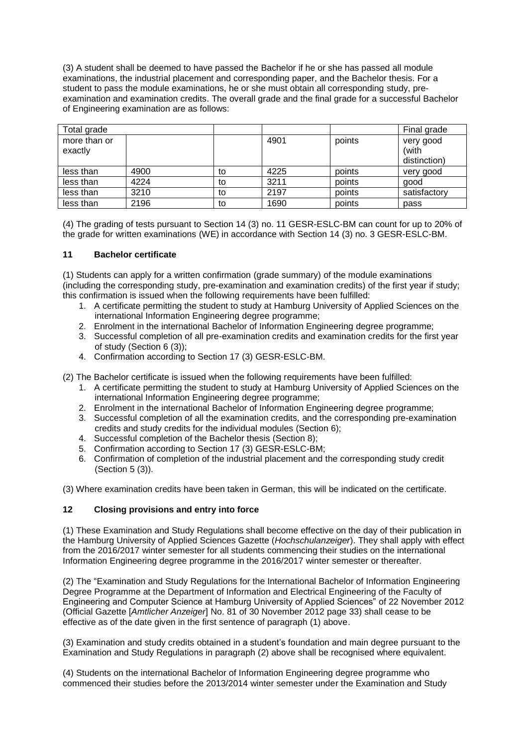(3) A student shall be deemed to have passed the Bachelor if he or she has passed all module examinations, the industrial placement and corresponding paper, and the Bachelor thesis. For a student to pass the module examinations, he or she must obtain all corresponding study, pre-examination and examination credits. The overall grade and the final grade for a successful Bachelor of Engineering examination are as follows:

| Total grade | | | | | Final grade |
|---|---|---|---|---|---|
| more than or exactly | | | 4901 | points | very good (with distinction) |
| less than | 4900 | to | 4225 | points | very good |
| less than | 4224 | to | 3211 | points | good |
| less than | 3210 | to | 2197 | points | satisfactory |
| less than | 2196 | to | 1690 | points | pass |

(4) The grading of tests pursuant to Section 14 (3) no. 11 GESR-ESLC-BM can count for up to 20% of the grade for written examinations (WE) in accordance with Section 14 (3) no. 3 GESR-ESLC-BM.

## 11 Bachelor certificate

(1) Students can apply for a written confirmation (grade summary) of the module examinations (including the corresponding study, pre-examination and examination credits) of the first year if study; this confirmation is issued when the following requirements have been fulfilled:

1. A certificate permitting the student to study at Hamburg University of Applied Sciences on the international Information Engineering degree programme;
2. Enrolment in the international Bachelor of Information Engineering degree programme;
3. Successful completion of all pre-examination credits and examination credits for the first year of study (Section 6 (3));
4. Confirmation according to Section 17 (3) GESR-ESLC-BM.

(2) The Bachelor certificate is issued when the following requirements have been fulfilled:

1. A certificate permitting the student to study at Hamburg University of Applied Sciences on the international Information Engineering degree programme;
2. Enrolment in the international Bachelor of Information Engineering degree programme;
3. Successful completion of all the examination credits, and the corresponding pre-examination credits and study credits for the individual modules (Section 6);
4. Successful completion of the Bachelor thesis (Section 8);
5. Confirmation according to Section 17 (3) GESR-ESLC-BM;
6. Confirmation of completion of the industrial placement and the corresponding study credit (Section 5 (3)).

(3) Where examination credits have been taken in German, this will be indicated on the certificate.

## 12 Closing provisions and entry into force

(1) These Examination and Study Regulations shall become effective on the day of their publication in the Hamburg University of Applied Sciences Gazette (*Hochschulanzeiger*). They shall apply with effect from the 2016/2017 winter semester for all students commencing their studies on the international Information Engineering degree programme in the 2016/2017 winter semester or thereafter.

(2) The "Examination and Study Regulations for the International Bachelor of Information Engineering Degree Programme at the Department of Information and Electrical Engineering of the Faculty of Engineering and Computer Science at Hamburg University of Applied Sciences" of 22 November 2012 (Official Gazette [*Amtlicher Anzeiger*] No. 81 of 30 November 2012 page 33) shall cease to be effective as of the date given in the first sentence of paragraph (1) above.

(3) Examination and study credits obtained in a student's foundation and main degree pursuant to the Examination and Study Regulations in paragraph (2) above shall be recognised where equivalent.

(4) Students on the international Bachelor of Information Engineering degree programme who commenced their studies before the 2013/2014 winter semester under the Examination and Study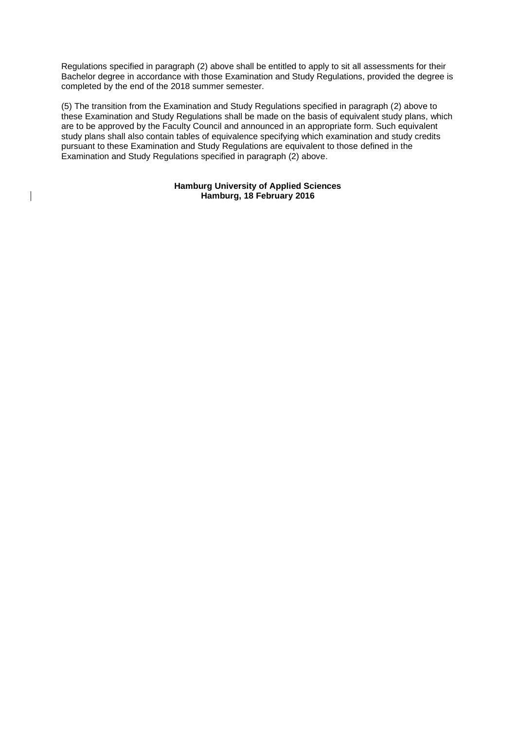Regulations specified in paragraph (2) above shall be entitled to apply to sit all assessments for their Bachelor degree in accordance with those Examination and Study Regulations, provided the degree is completed by the end of the 2018 summer semester.

(5) The transition from the Examination and Study Regulations specified in paragraph (2) above to these Examination and Study Regulations shall be made on the basis of equivalent study plans, which are to be approved by the Faculty Council and announced in an appropriate form. Such equivalent study plans shall also contain tables of equivalence specifying which examination and study credits pursuant to these Examination and Study Regulations are equivalent to those defined in the Examination and Study Regulations specified in paragraph (2) above.

**Hamburg University of Applied Sciences**
**Hamburg, 18 February 2016**